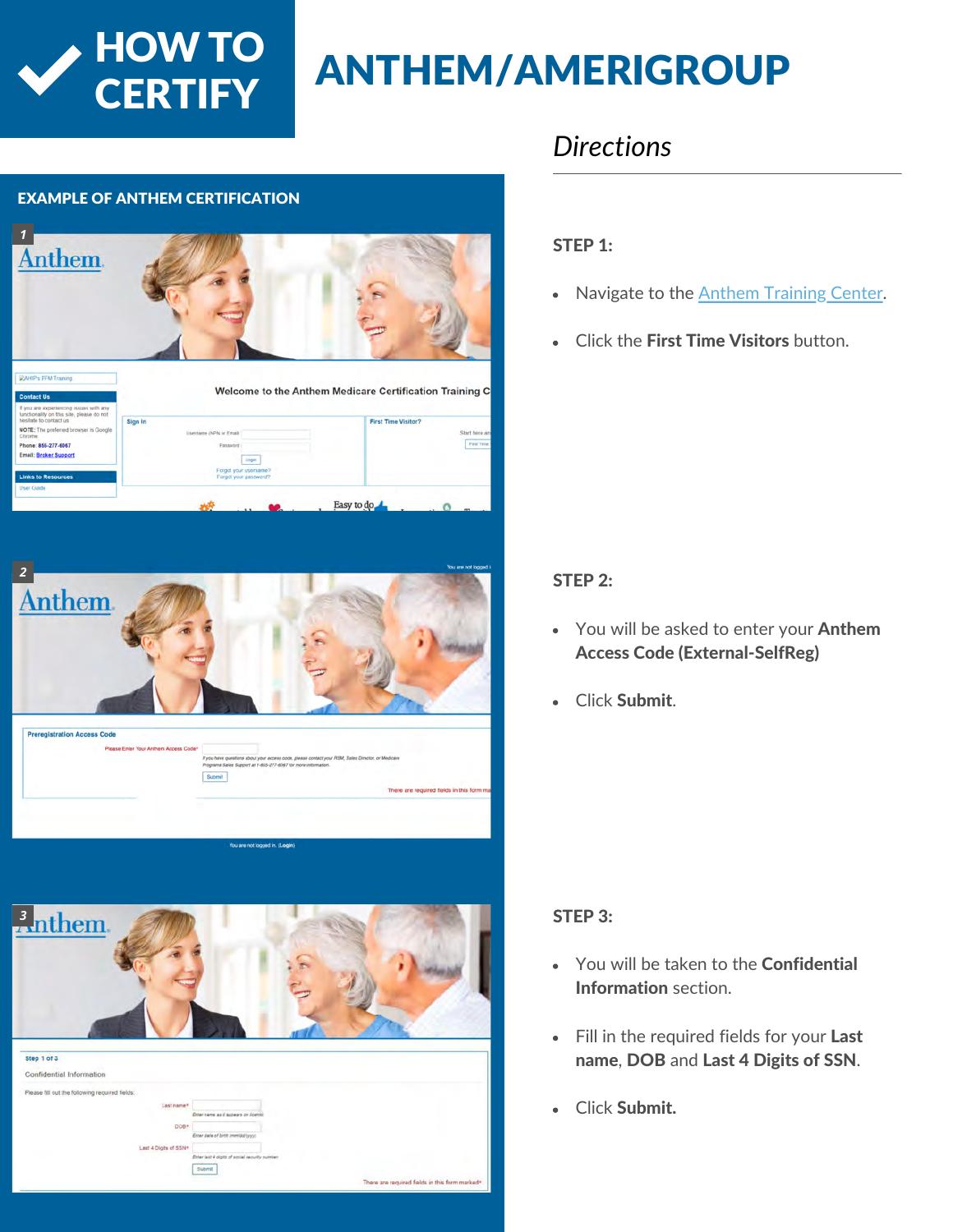# HOW TO CERTIFY

# ANTHEM/AMERIGROUP

## *Directions*

### EXAMPLE OF ANTHEM CERTIFICATION

**STEP 1:**

- Navigate to the Anthem Training Center.
- Click the **First Time Visitors** button.

**STEP 2:**

- You will be asked to enter your **Anthem Access Code (External-SelfReg)**
- Click **Submit**.

**STEP 3:**

- You will be taken to the **Confidential Information** section.
- Fill in the required fields for your **Last name**, **DOB** and **Last 4 Digits of SSN**.
- Click **Submit.**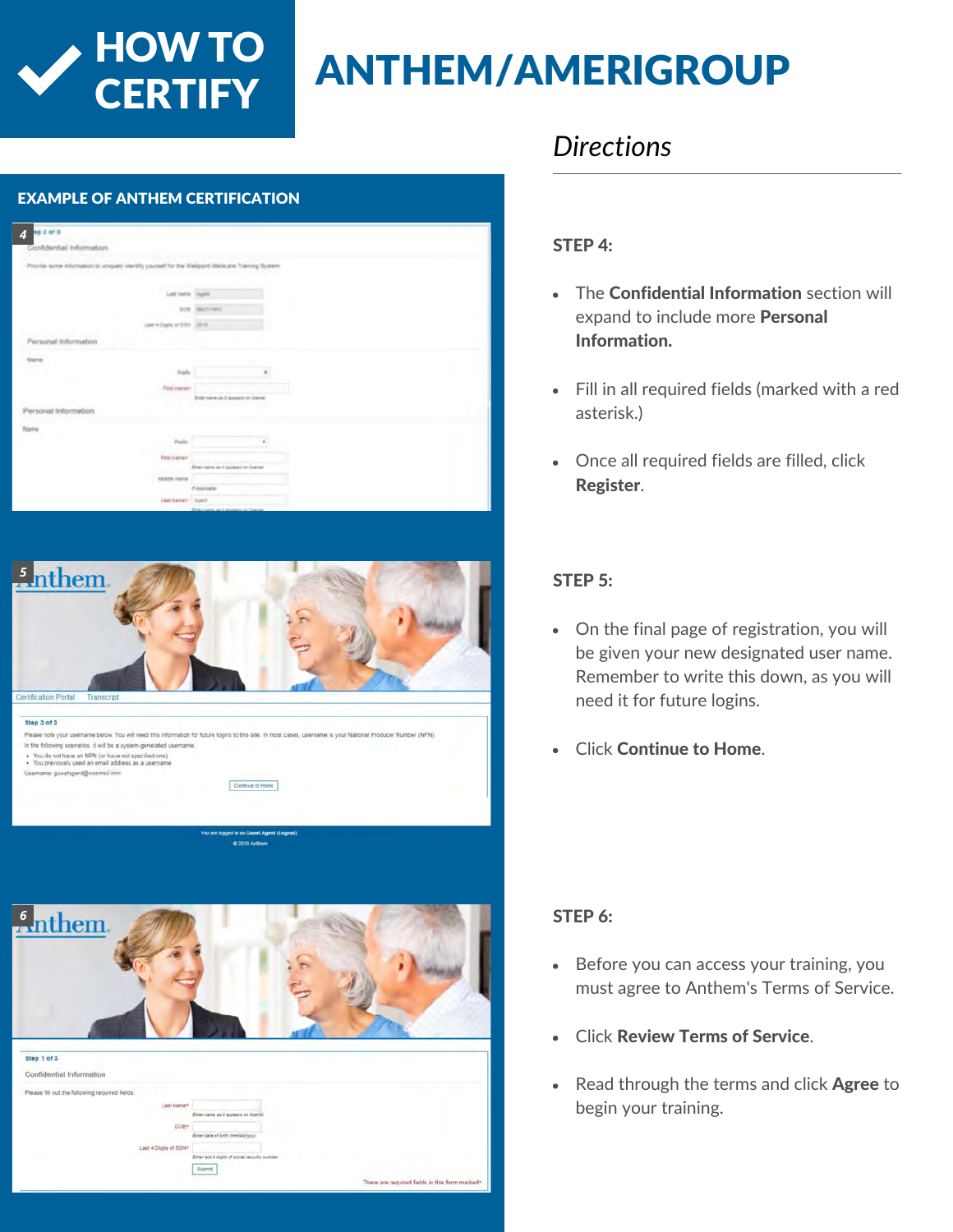# HOW TO CERTIFY

# ANTHEM/AMERIGROUP

## EXAMPLE OF ANTHEM CERTIFICATION

## *Directions*

### STEP 4:

- The **Confidential Information** section will expand to include more **Personal Information.**
- Fill in all required fields (marked with a red asterisk.)
- Once all required fields are filled, click **Register**.

### STEP 5:

- On the final page of registration, you will be given your new designated user name. Remember to write this down, as you will need it for future logins.
- Click **Continue to Home**.

### STEP 6:

- Before you can access your training, you must agree to Anthem's Terms of Service.
- Click **Review Terms of Service**.
- Read through the terms and click **Agree** to begin your training.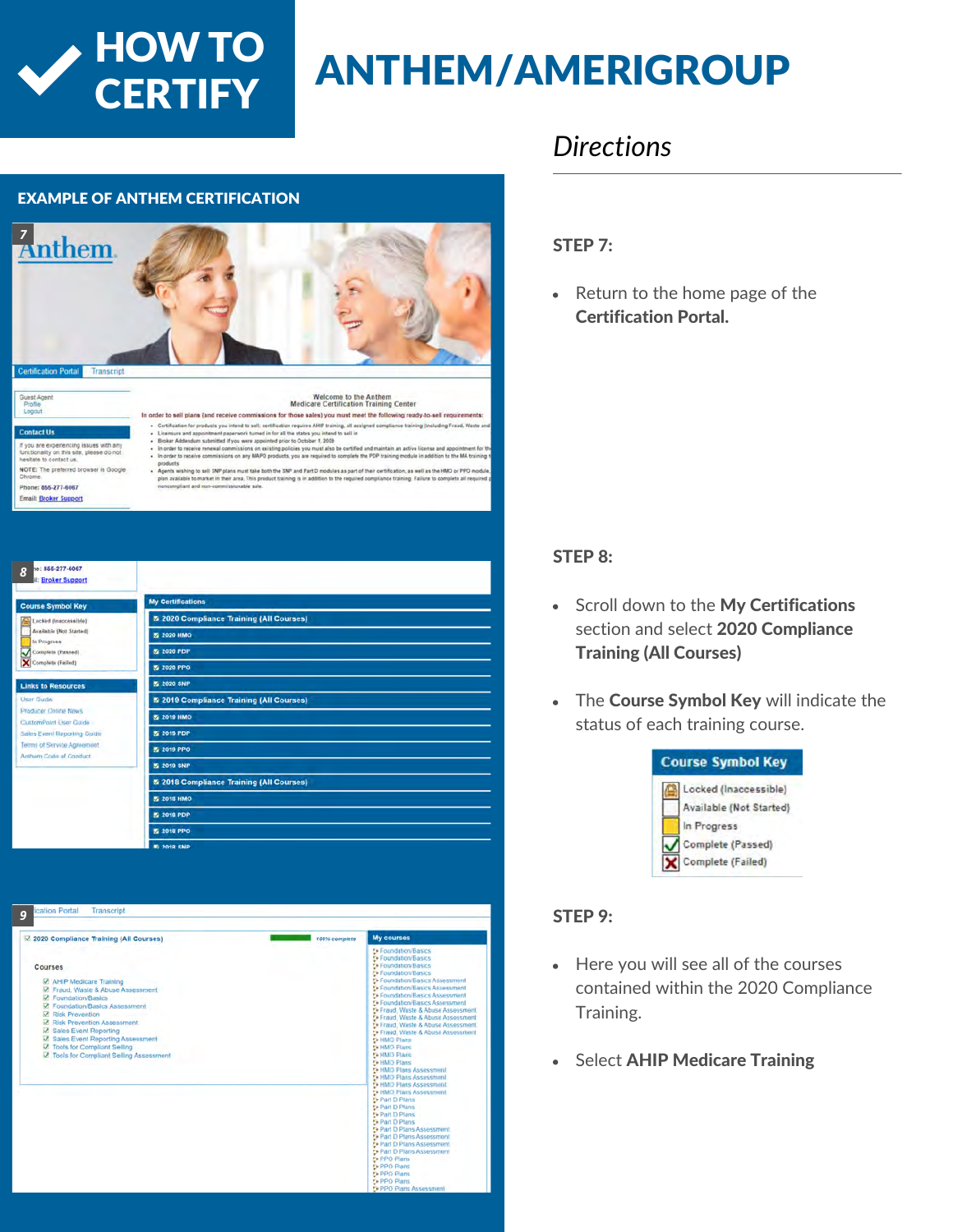# HOW TO CERTIFY

# ANTHEM/AMERIGROUP

## Directions

**EXAMPLE OF ANTHEM CERTIFICATION**

### STEP 7:

- Return to the home page of the **Certification Portal.**

### STEP 8:

- Scroll down to the **My Certifications** section and select **2020 Compliance Training (All Courses)**
- The **Course Symbol Key** will indicate the status of each training course.

**Course Symbol Key**

- Locked (Inaccessible)
- Available (Not Started)
- In Progress
- Complete (Passed)
- Complete (Failed)

### STEP 9:

- Here you will see all of the courses contained within the 2020 Compliance Training.
- Select **AHIP Medicare Training**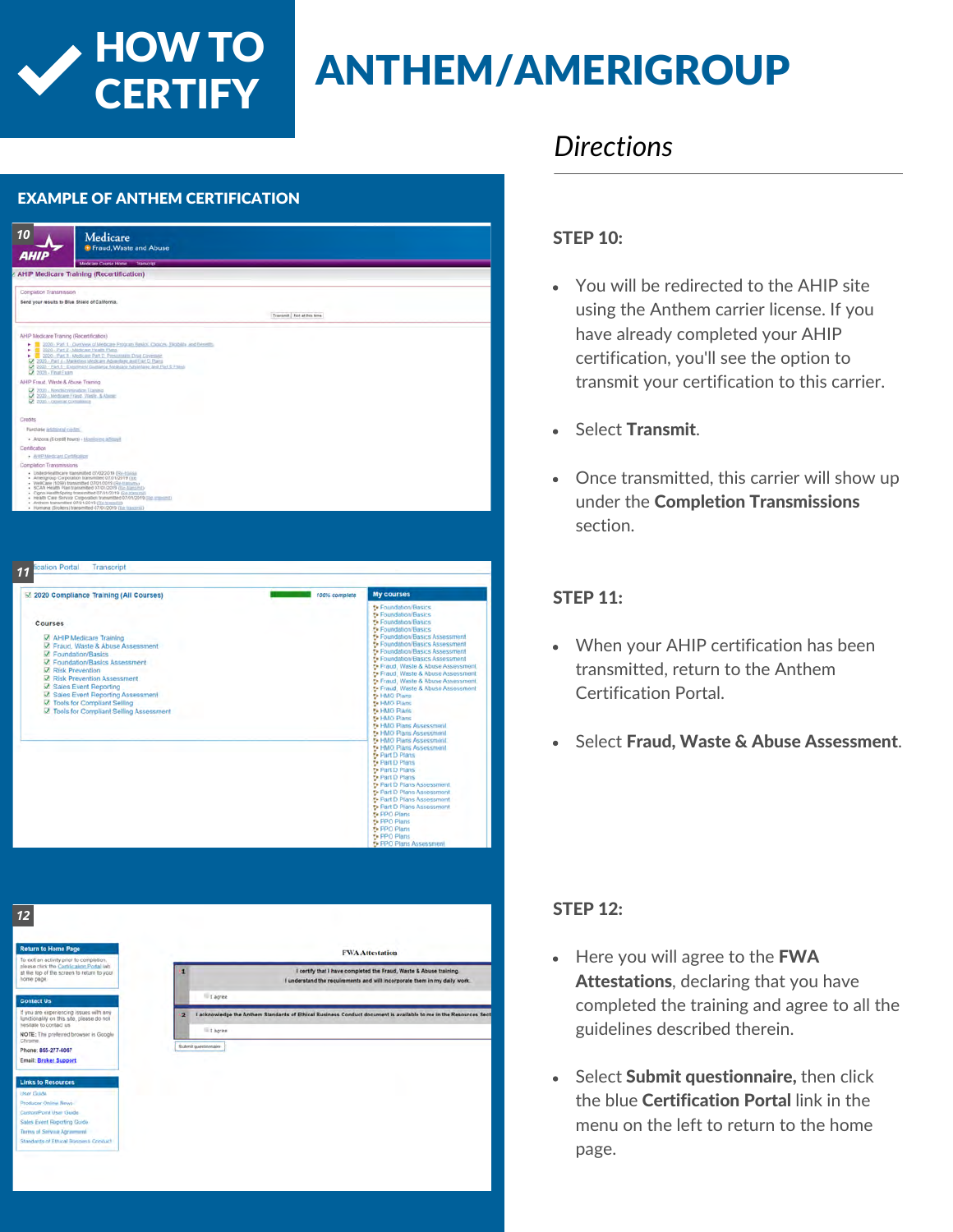# HOW TO CERTIFY

# ANTHEM/AMERIGROUP

*Directions*

## EXAMPLE OF ANTHEM CERTIFICATION

### STEP 10:

- You will be redirected to the AHIP site using the Anthem carrier license. If you have already completed your AHIP certification, you'll see the option to transmit your certification to this carrier.
- Select **Transmit**.
- Once transmitted, this carrier will show up under the **Completion Transmissions** section.

### STEP 11:

- When your AHIP certification has been transmitted, return to the Anthem Certification Portal.
- Select **Fraud, Waste & Abuse Assessment**.

### STEP 12:

- Here you will agree to the **FWA Attestations**, declaring that you have completed the training and agree to all the guidelines described therein.
- Select **Submit questionnaire,** then click the blue **Certification Portal** link in the menu on the left to return to the home page.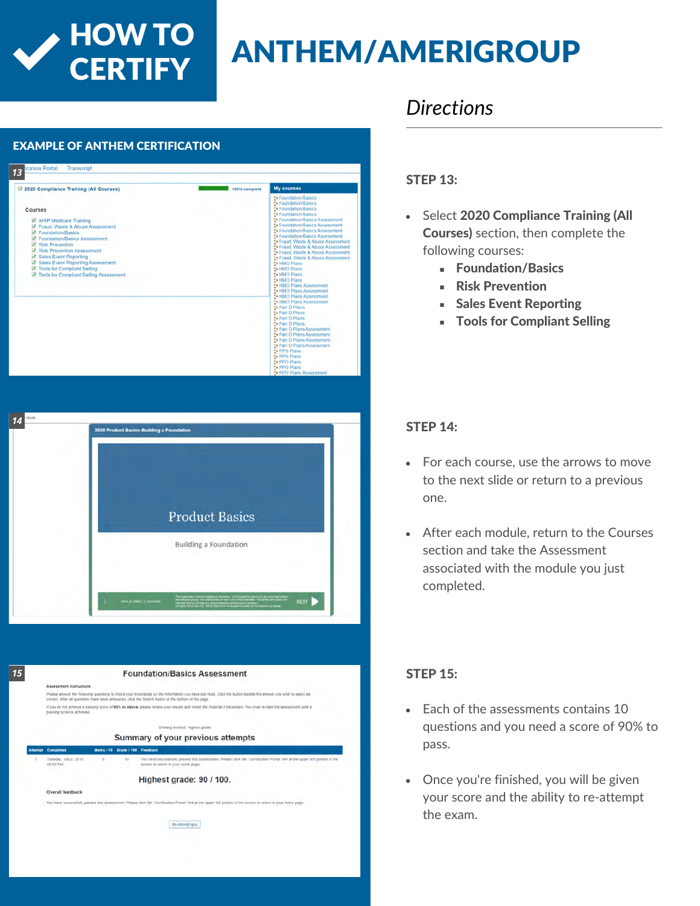# HOW TO CERTIFY

# ANTHEM/AMERIGROUP

*Directions*

**EXAMPLE OF ANTHEM CERTIFICATION**

### STEP 13:

- Select **2020 Compliance Training (All Courses)** section, then complete the following courses:
  - **Foundation/Basics**
  - **Risk Prevention**
  - **Sales Event Reporting**
  - **Tools for Compliant Selling**

### STEP 14:

- For each course, use the arrows to move to the next slide or return to a previous one.
- After each module, return to the Courses section and take the Assessment associated with the module you just completed.

### STEP 15:

- Each of the assessments contains 10 questions and you need a score of 90% to pass.
- Once you're finished, you will be given your score and the ability to re-attempt the exam.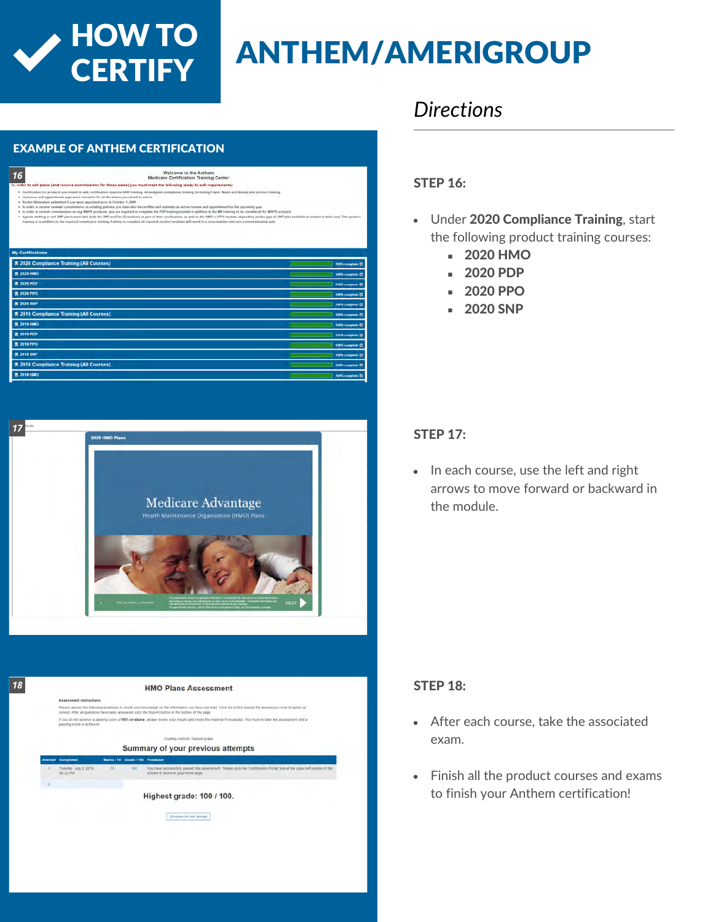# HOW TO CERTIFY

# ANTHEM/AMERIGROUP

*Directions*

**EXAMPLE OF ANTHEM CERTIFICATION**

### STEP 16:

- Under **2020 Compliance Training**, start the following product training courses:
  - **2020 HMO**
  - **2020 PDP**
  - **2020 PPO**
  - **2020 SNP**

### STEP 17:

- In each course, use the left and right arrows to move forward or backward in the module.

### STEP 18:

- After each course, take the associated exam.
- Finish all the product courses and exams to finish your Anthem certification!